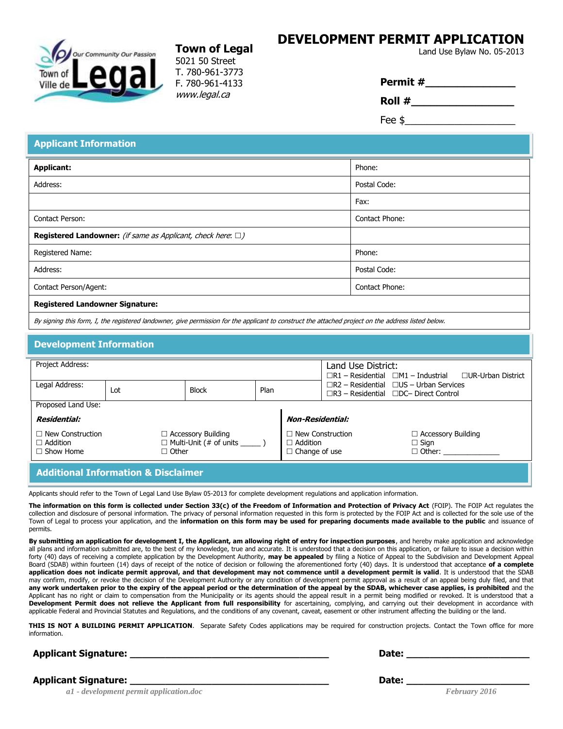**Town of Legal**
5021 50 Street
T. 780-961-3773
F. 780-961-4133
www.legal.ca

# DEVELOPMENT PERMIT APPLICATION

Land Use Bylaw No. 05-2013

**Permit #**_______________

**Roll #**_________________

Fee $____________________

## Applicant Information

| | |
|---|---|
| **Applicant:** | Phone: |
| Address: | Postal Code: |
| | Fax: |
| Contact Person: | Contact Phone: |
| **Registered Landowner:** *(if same as Applicant, check here: ☐)* | |
| Registered Name: | Phone: |
| Address: | Postal Code: |
| Contact Person/Agent: | Contact Phone: |
| **Registered Landowner Signature:** | |

*By signing this form, I, the registered landowner, give permission for the applicant to construct the attached project on the address listed below.*

## Development Information

| | | | | |
|---|---|---|---|---|
| Project Address: | | | | Land Use District: ☐R1 – Residential ☐M1 – Industrial ☐UR-Urban District ☐R2 – Residential ☐US – Urban Services ☐R3 – Residential ☐DC– Direct Control |
| Legal Address: | Lot | Block | Plan | |

Proposed Land Use:

| ***Residential:*** | | ***Non-Residential:*** | |
|---|---|---|---|
| ☐ New Construction | ☐ Accessory Building | ☐ New Construction | ☐ Accessory Building |
| ☐ Addition | ☐ Multi-Unit (# of units _____ ) | ☐ Addition | ☐ Sign |
| ☐ Show Home | ☐ Other | ☐ Change of use | ☐ Other: _____________ |

## Additional Information & Disclaimer

Applicants should refer to the Town of Legal Land Use Bylaw 05-2013 for complete development regulations and application information.

**The information on this form is collected under Section 33(c) of the Freedom of Information and Protection of Privacy Act** (FOIP). The FOIP Act regulates the collection and disclosure of personal information. The privacy of personal information requested in this form is protected by the FOIP Act and is collected for the sole use of the Town of Legal to process your application, and the **information on this form may be used for preparing documents made available to the public** and issuance of permits.

**By submitting an application for development I, the Applicant, am allowing right of entry for inspection purposes**, and hereby make application and acknowledge all plans and information submitted are, to the best of my knowledge, true and accurate. It is understood that a decision on this application, or failure to issue a decision within forty (40) days of receiving a complete application by the Development Authority, **may be appealed** by filing a Notice of Appeal to the Subdivision and Development Appeal Board (SDAB) within fourteen (14) days of receipt of the notice of decision or following the aforementioned forty (40) days. It is understood that acceptance **of a complete application does not indicate permit approval, and that development may not commence until a development permit is valid**. It is understood that the SDAB may confirm, modify, or revoke the decision of the Development Authority or any condition of development permit approval as a result of an appeal being duly filed, and that **any work undertaken prior to the expiry of the appeal period or the determination of the appeal by the SDAB, whichever case applies, is prohibited** and the Applicant has no right or claim to compensation from the Municipality or its agents should the appeal result in a permit being modified or revoked. It is understood that a **Development Permit does not relieve the Applicant from full responsibility** for ascertaining, complying, and carrying out their development in accordance with applicable Federal and Provincial Statutes and Regulations, and the conditions of any covenant, caveat, easement or other instrument affecting the building or the land.

**THIS IS NOT A BUILDING PERMIT APPLICATION**. Separate Safety Codes applications may be required for construction projects. Contact the Town office for more information.

**Applicant Signature:** ___________________________________ **Date:** _____________________

**Applicant Signature:** ___________________________________ **Date:** _____________________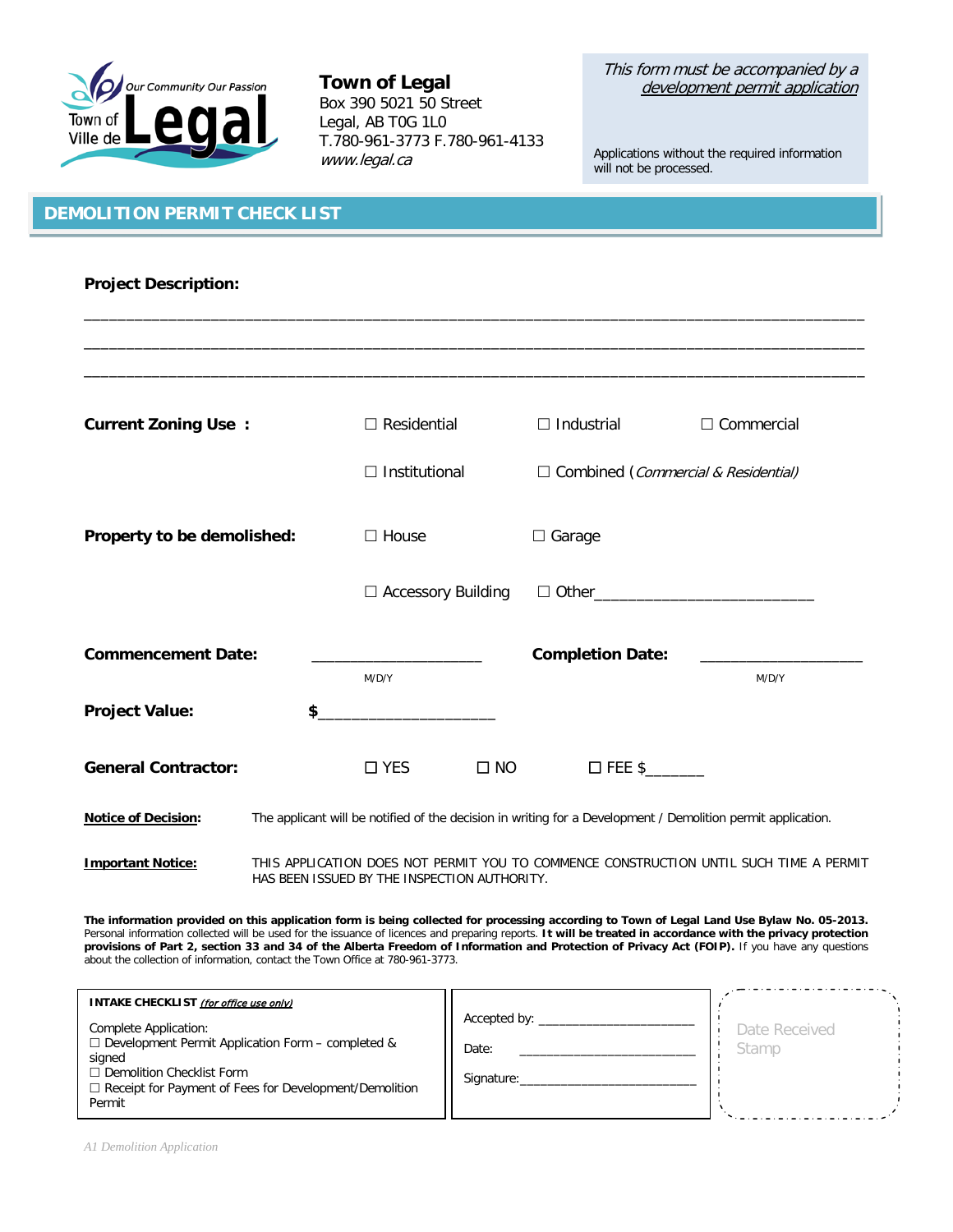**Town of Legal**
Box 390 5021 50 Street
Legal, AB T0G 1L0
T.780-961-3773 F.780-961-4133
*www.legal.ca*

*This form must be accompanied by a* *development permit application*

Applications without the required information will not be processed.

## DEMOLITION PERMIT CHECK LIST

**Project Description:**

\_\_\_\_\_\_\_\_\_\_\_\_\_\_\_\_\_\_\_\_\_\_\_\_\_\_\_\_\_\_\_\_\_\_\_\_\_\_\_\_\_\_\_\_\_\_\_\_\_\_\_\_\_\_\_\_\_\_\_\_\_\_\_\_\_\_\_\_\_\_\_\_\_\_\_\_\_\_

\_\_\_\_\_\_\_\_\_\_\_\_\_\_\_\_\_\_\_\_\_\_\_\_\_\_\_\_\_\_\_\_\_\_\_\_\_\_\_\_\_\_\_\_\_\_\_\_\_\_\_\_\_\_\_\_\_\_\_\_\_\_\_\_\_\_\_\_\_\_\_\_\_\_\_\_\_\_

\_\_\_\_\_\_\_\_\_\_\_\_\_\_\_\_\_\_\_\_\_\_\_\_\_\_\_\_\_\_\_\_\_\_\_\_\_\_\_\_\_\_\_\_\_\_\_\_\_\_\_\_\_\_\_\_\_\_\_\_\_\_\_\_\_\_\_\_\_\_\_\_\_\_\_\_\_\_

**Current Zoning Use :** ☐ Residential ☐ Industrial ☐ Commercial ☐ Institutional ☐ Combined (*Commercial & Residential)*

**Property to be demolished:** ☐ House ☐ Garage ☐ Accessory Building ☐ Other\_\_\_\_\_\_\_\_\_\_\_\_\_\_\_\_\_\_\_\_\_\_\_\_\_\_

**Commencement Date:** \_\_\_\_\_\_\_\_\_\_\_\_\_\_\_\_\_\_\_\_ M/D/Y **Completion Date:** \_\_\_\_\_\_\_\_\_\_\_\_\_\_\_\_\_\_\_ M/D/Y

**Project Value:** $\_\_\_\_\_\_\_\_\_\_\_\_\_\_\_\_\_\_\_\_\_

**General Contractor:** ☐ YES ☐ NO ☐ FEE $\_\_\_\_\_\_\_

**Notice of Decision:** The applicant will be notified of the decision in writing for a Development / Demolition permit application.

**Important Notice:** THIS APPLICATION DOES NOT PERMIT YOU TO COMMENCE CONSTRUCTION UNTIL SUCH TIME A PERMIT HAS BEEN ISSUED BY THE INSPECTION AUTHORITY.

**The information provided on this application form is being collected for processing according to Town of Legal Land Use Bylaw No. 05-2013.** Personal information collected will be used for the issuance of licences and preparing reports. **It will be treated in accordance with the privacy protection provisions of Part 2, section 33 and 34 of the Alberta Freedom of Information and Protection of Privacy Act (FOIP).** If you have any questions about the collection of information, contact the Town Office at 780-961-3773.

**INTAKE CHECKLIST** *(for office use only)*

Complete Application:
☐ Development Permit Application Form – completed & signed
☐ Demolition Checklist Form
☐ Receipt for Payment of Fees for Development/Demolition Permit

Accepted by: \_\_\_\_\_\_\_\_\_\_\_\_\_\_\_\_\_\_\_\_\_\_

Date: \_\_\_\_\_\_\_\_\_\_\_\_\_\_\_\_\_\_\_\_\_\_\_\_\_

Signature:\_\_\_\_\_\_\_\_\_\_\_\_\_\_\_\_\_\_\_\_\_\_\_\_\_

Date Received Stamp

*A1 Demolition Application*